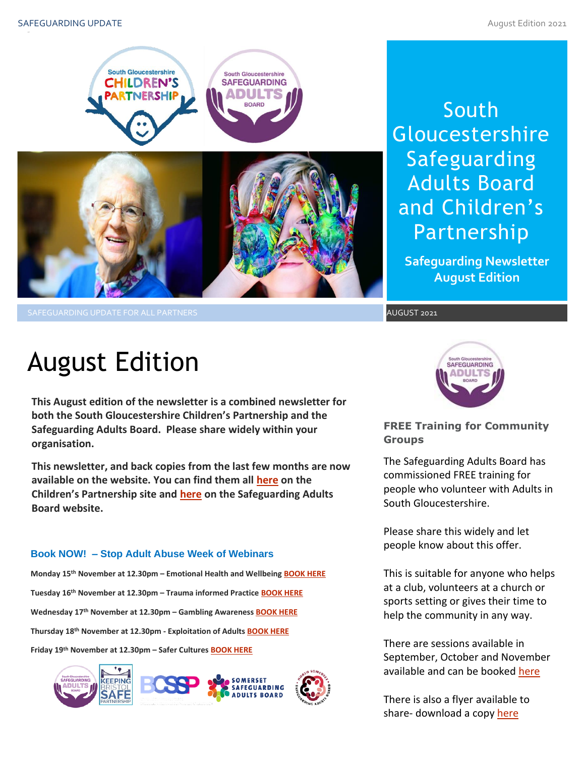# South Gloucestershire Safeguarding Adults Board and Children's Partnership

**Safeguarding Newsletter August Edition**

SAFEGUARDING UPDATE FOR ALL PARTNERS

AUGUST 2021

# August Edition

**This August edition of the newsletter is a combined newsletter for both the South Gloucestershire Children's Partnership and the Safeguarding Adults Board. Please share widely within your organisation.**

**This newsletter, and back copies from the last few months are now available on the website. You can find them all here on the Children's Partnership site and here on the Safeguarding Adults Board website.**

### Book NOW! – Stop Adult Abuse Week of Webinars

**Monday 15th November at 12.30pm – Emotional Health and Wellbeing BOOK HERE**

**Tuesday 16th November at 12.30pm – Trauma informed Practice BOOK HERE**

**Wednesday 17th November at 12.30pm – Gambling Awareness BOOK HERE**

**Thursday 18th November at 12.30pm - Exploitation of Adults BOOK HERE**

**Friday 19th November at 12.30pm – Safer Cultures BOOK HERE**

### FREE Training for Community Groups

The Safeguarding Adults Board has commissioned FREE training for people who volunteer with Adults in South Gloucestershire.

Please share this widely and let people know about this offer.

This is suitable for anyone who helps at a club, volunteers at a church or sports setting or gives their time to help the community in any way.

There are sessions available in September, October and November available and can be booked here

There is also a flyer available to share- download a copy here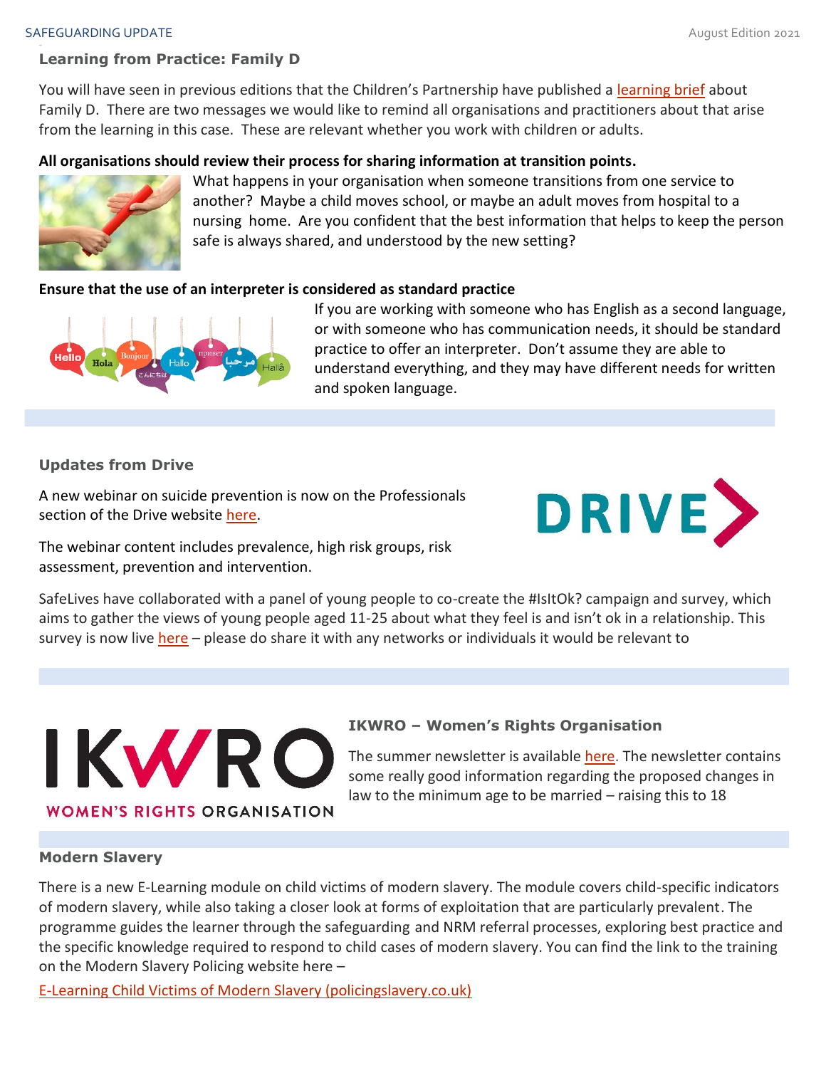### Learning from Practice: Family D

You will have seen in previous editions that the Children's Partnership have published a learning brief about Family D. There are two messages we would like to remind all organisations and practitioners about that arise from the learning in this case. These are relevant whether you work with children or adults.

**All organisations should review their process for sharing information at transition points.**

What happens in your organisation when someone transitions from one service to another? Maybe a child moves school, or maybe an adult moves from hospital to a nursing home. Are you confident that the best information that helps to keep the person safe is always shared, and understood by the new setting?

**Ensure that the use of an interpreter is considered as standard practice**

If you are working with someone who has English as a second language, or with someone who has communication needs, it should be standard practice to offer an interpreter. Don't assume they are able to understand everything, and they may have different needs for written and spoken language.

### Updates from Drive

A new webinar on suicide prevention is now on the Professionals section of the Drive website here.

The webinar content includes prevalence, high risk groups, risk assessment, prevention and intervention.

SafeLives have collaborated with a panel of young people to co-create the #IsItOk? campaign and survey, which aims to gather the views of young people aged 11-25 about what they feel is and isn't ok in a relationship. This survey is now live here – please do share it with any networks or individuals it would be relevant to

### IKWRO – Women's Rights Organisation

The summer newsletter is available here. The newsletter contains some really good information regarding the proposed changes in law to the minimum age to be married – raising this to 18

### Modern Slavery

There is a new E-Learning module on child victims of modern slavery. The module covers child-specific indicators of modern slavery, while also taking a closer look at forms of exploitation that are particularly prevalent. The programme guides the learner through the safeguarding and NRM referral processes, exploring best practice and the specific knowledge required to respond to child cases of modern slavery. You can find the link to the training on the Modern Slavery Policing website here –

E-Learning Child Victims of Modern Slavery (policingslavery.co.uk)